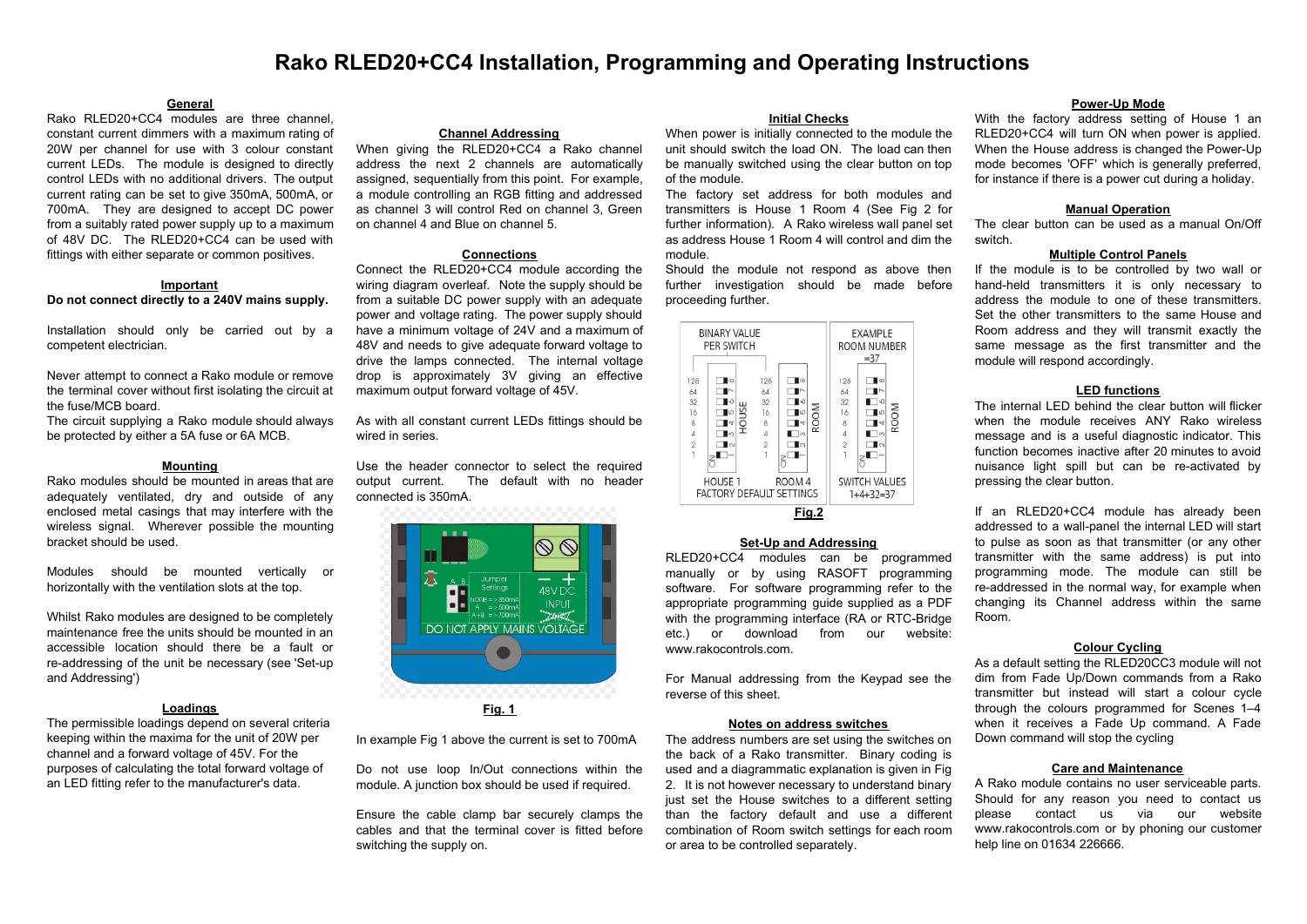# Rako RLED20+CC4 Installation, Programming and Operating Instructions

## General

Rako RLED20+CC4 modules are three channel, constant current dimmers with a maximum rating of 20W per channel for use with 3 colour constant current LEDs. The module is designed to directly control LEDs with no additional drivers. The output current rating can be set to give 350mA, 500mA, or 700mA. They are designed to accept DC power from a suitably rated power supply up to a maximum of 48V DC. The RLED20+CC4 can be used with fittings with either separate or common positives.

## Important

**Do not connect directly to a 240V mains supply.**

Installation should only be carried out by a competent electrician.

Never attempt to connect a Rako module or remove the terminal cover without first isolating the circuit at the fuse/MCB board.

The circuit supplying a Rako module should always be protected by either a 5A fuse or 6A MCB.

## Mounting

Rako modules should be mounted in areas that are adequately ventilated, dry and outside of any enclosed metal casings that may interfere with the wireless signal. Wherever possible the mounting bracket should be used.

Modules should be mounted vertically or horizontally with the ventilation slots at the top.

Whilst Rako modules are designed to be completely maintenance free the units should be mounted in an accessible location should there be a fault or re-addressing of the unit be necessary (see 'Set-up and Addressing')

## Loadings

The permissible loadings depend on several criteria keeping within the maxima for the unit of 20W per channel and a forward voltage of 45V. For the purposes of calculating the total forward voltage of an LED fitting refer to the manufacturer's data.

## Channel Addressing

When giving the RLED20+CC4 a Rako channel address the next 2 channels are automatically assigned, sequentially from this point. For example, a module controlling an RGB fitting and addressed as channel 3 will control Red on channel 3, Green on channel 4 and Blue on channel 5.

## Connections

Connect the RLED20+CC4 module according the wiring diagram overleaf. Note the supply should be from a suitable DC power supply with an adequate power and voltage rating. The power supply should have a minimum voltage of 24V and a maximum of 48V and needs to give adequate forward voltage to drive the lamps connected. The internal voltage drop is approximately 3V giving an effective maximum output forward voltage of 45V.

As with all constant current LEDs fittings should be wired in series.

Use the header connector to select the required output current. The default with no header connected is 350mA.

Jumper Settings
NONE => 350mA
A => 500mA
A+B => 700mA

48V DC INPUT

DO NOT APPLY MAINS VOLTAGE

**Fig. 1**

In example Fig 1 above the current is set to 700mA

Do not use loop In/Out connections within the module. A junction box should be used if required.

Ensure the cable clamp bar securely clamps the cables and that the terminal cover is fitted before switching the supply on.

## Initial Checks

When power is initially connected to the module the unit should switch the load ON. The load can then be manually switched using the clear button on top of the module.

The factory set address for both modules and transmitters is House 1 Room 4 (See Fig 2 for further information). A Rako wireless wall panel set as address House 1 Room 4 will control and dim the module.

Should the module not respond as above then further investigation should be made before proceeding further.

BINARY VALUE PER SWITCH — HOUSE / ROOM — HOUSE 1 ROOM 4 FACTORY DEFAULT SETTINGS

EXAMPLE ROOM NUMBER =37 — SWITCH VALUES 1+4+32=37

**Fig.2**

## Set-Up and Addressing

RLED20+CC4 modules can be programmed manually or by using RASOFT programming software. For software programming refer to the appropriate programming guide supplied as a PDF with the programming interface (RA or RTC-Bridge etc.) or download from our website: www.rakocontrols.com.

For Manual addressing from the Keypad see the reverse of this sheet.

## Notes on address switches

The address numbers are set using the switches on the back of a Rako transmitter. Binary coding is used and a diagrammatic explanation is given in Fig 2. It is not however necessary to understand binary just set the House switches to a different setting than the factory default and use a different combination of Room switch settings for each room or area to be controlled separately.

## Power-Up Mode

With the factory address setting of House 1 an RLED20+CC4 will turn ON when power is applied. When the House address is changed the Power-Up mode becomes 'OFF' which is generally preferred, for instance if there is a power cut during a holiday.

## Manual Operation

The clear button can be used as a manual On/Off switch.

## Multiple Control Panels

If the module is to be controlled by two wall or hand-held transmitters it is only necessary to address the module to one of these transmitters. Set the other transmitters to the same House and Room address and they will transmit exactly the same message as the first transmitter and the module will respond accordingly.

## LED functions

The internal LED behind the clear button will flicker when the module receives ANY Rako wireless message and is a useful diagnostic indicator. This function becomes inactive after 20 minutes to avoid nuisance light spill but can be re-activated by pressing the clear button.

If an RLED20+CC4 module has already been addressed to a wall-panel the internal LED will start to pulse as soon as that transmitter (or any other transmitter with the same address) is put into programming mode. The module can still be re-addressed in the normal way, for example when changing its Channel address within the same Room.

## Colour Cycling

As a default setting the RLED20CC3 module will not dim from Fade Up/Down commands from a Rako transmitter but instead will start a colour cycle through the colours programmed for Scenes 1–4 when it receives a Fade Up command. A Fade Down command will stop the cycling

## Care and Maintenance

A Rako module contains no user serviceable parts. Should for any reason you need to contact us please contact us via our website www.rakocontrols.com or by phoning our customer help line on 01634 226666.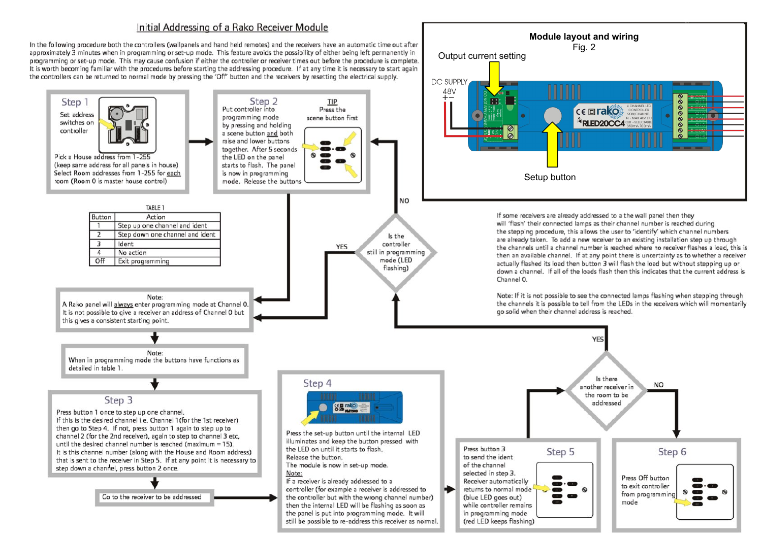# Initial Addressing of a Rako Receiver Module

In the following procedure both the controllers (wallpanels and hand held remotes) and the receivers have an automatic time out after approximately 3 minutes when in programming or set-up mode. This feature avoids the possibility of either being left permanently in programming or set-up mode. This may cause confusion if either the controller or receiver times out before the procedure is complete. It is worth becoming familiar with the procedures before starting the addressing procedure. If at any time it is necessary to start again the controllers can be returned to normal mode by pressing the 'Off' button and the receivers by resetting the electrical supply.

## Module layout and wiring

Fig. 2

Output current setting

DC SUPPLY 48V + −

Setup button

4 CHANNEL LED CONTROLLER 20W/CHANNEL IN - MAX 48V DC OUT - SELECTABLE 350mA-700mA

RLED20CC4

## Step 1

Set address switches on controller

Pick a House address from 1-255 (keep same address for all panels in house)
Select Room addresses from 1-255 for each room (Room 0 is master house control)

## Step 2

Put controller into programming mode by pressing and holding a scene button and both raise and lower buttons together. After 5 seconds the LED on the panel starts to flash. The panel is now in programming mode. Release the buttons

**TIP**
Press the scene button first

TABLE 1

| Button | Action |
|---|---|
| 1 | Step up one channel and ident |
| 2 | Step down one channel and ident |
| 3 | Ident |
| 4 | No action |
| Off | Exit programming |

Note:
A Rako panel will always enter programming mode at Channel 0. It is not possible to give a receiver an address of Channel 0 but this gives a consistent starting point.

Note:
When in programming mode the buttons have functions as detailed in table 1.

## Step 3

Press button 1 once to step up one channel.
If this is the desired channel i.e. Channel 1 (for the 1st receiver) then go to Step 4. If not, press button 1 again to step up to channel 2 (for the 2nd receiver), again to step to channel 3 etc, until the desired channel number is reached (maximum = 15).
It is this channel number (along with the House and Room address) that is sent to the receiver in Step 5. If at any point it is necessary to step down a channel, press button 2 once.

Go to the receiver to be addressed

## Step 4

Press the set-up button until the internal LED illuminates and keep the button pressed with the LED on until it starts to flash.
Release the button.
The module is now in set-up mode.
Note:
If a receiver is already addressed to a controller (for example a receiver is addressed to the controller but with the wrong channel number) then the internal LED will be flashing as soon as the panel is put into programming mode. It will still be possible to re-address this receiver as normal.

## Step 5

Press button 3 to send the ident of the channel selected in step 3.
Receiver automatically returns to normal mode (blue LED goes out) while controller remains in programming mode (red LED keeps flashing)

Is there another receiver in the room to be addressed? — YES: Is the controller still in programming mode (LED flashing)? — YES: go to Note (Channel 0) / NO: go to Step 2. — NO: go to Step 6.

## Step 6

Press Off button to exit controller from programming mode

If some receivers are already addressed to a the wall panel then they will 'flash' their connected lamps as their channel number is reached during the stepping procedure, this allows the user to 'identify' which channel numbers are already taken. To add a new receiver to an existing installation step up through the channels until a channel number is reached where no receiver flashes a load, this is then an available channel. If at any point there is uncertainty as to whether a receiver actually flashed its load then button 3 will flash the load but without stepping up or down a channel. If all of the loads flash then this indicates that the current address is Channel 0.

Note: If it is not possible to see the connected lamps flashing when stepping through the channels it is possible to tell from the LEDs in the receivers which will momentarily go solid when their channel address is reached.